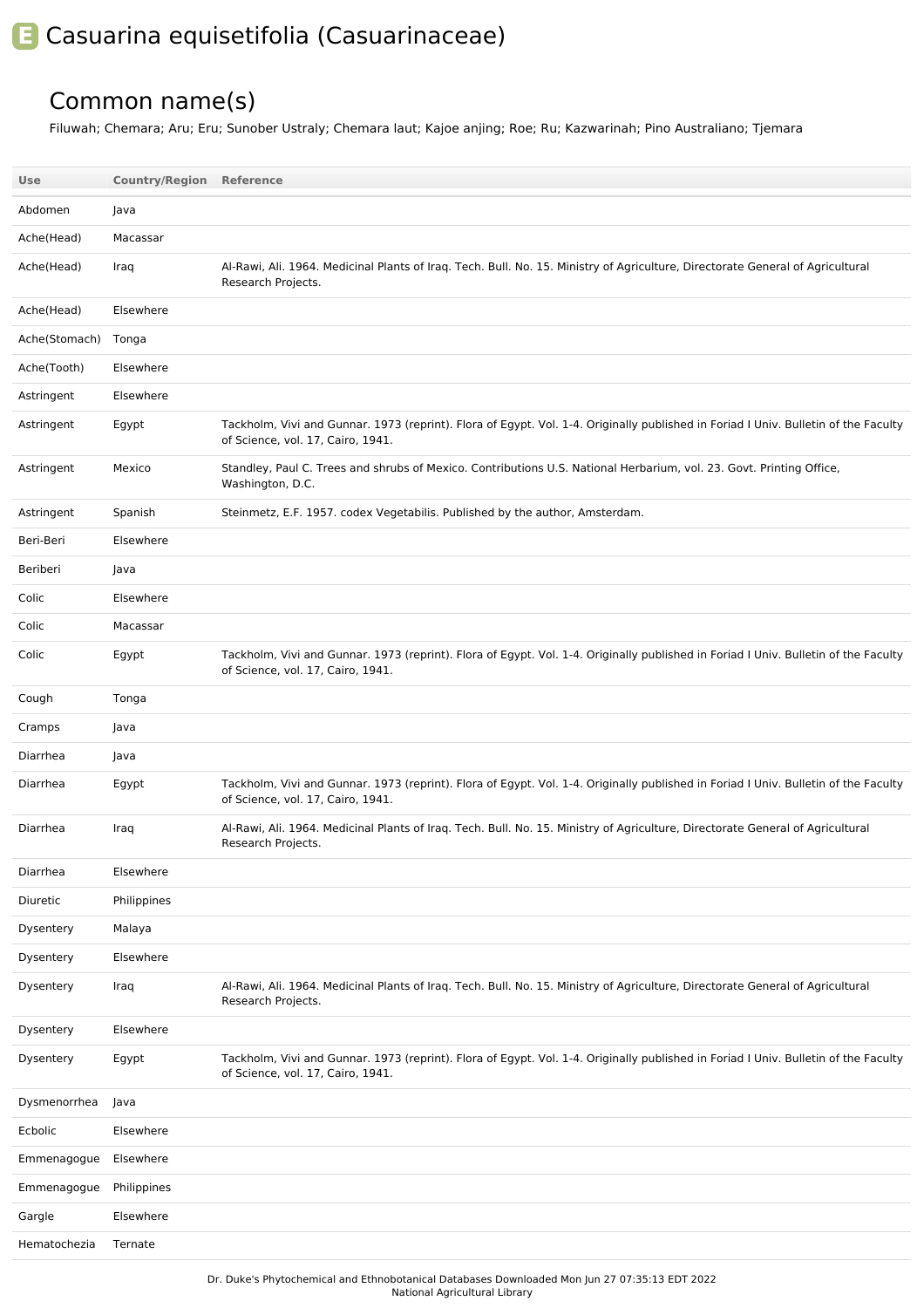# E Casuarina equisetifolia (Casuarinaceae)

## Common name(s)

Filuwah; Chemara; Aru; Eru; Sunober Ustraly; Chemara laut; Kajoe anjing; Roe; Ru; Kazwarinah; Pino Australiano; Tjemara

| Use | Country/Region | Reference |
| --- | --- | --- |
| Abdomen | Java | |
| Ache(Head) | Macassar | |
| Ache(Head) | Iraq | Al-Rawi, Ali. 1964. Medicinal Plants of Iraq. Tech. Bull. No. 15. Ministry of Agriculture, Directorate General of Agricultural Research Projects. |
| Ache(Head) | Elsewhere | |
| Ache(Stomach) | Tonga | |
| Ache(Tooth) | Elsewhere | |
| Astringent | Elsewhere | |
| Astringent | Egypt | Tackholm, Vivi and Gunnar. 1973 (reprint). Flora of Egypt. Vol. 1-4. Originally published in Foriad I Univ. Bulletin of the Faculty of Science, vol. 17, Cairo, 1941. |
| Astringent | Mexico | Standley, Paul C. Trees and shrubs of Mexico. Contributions U.S. National Herbarium, vol. 23. Govt. Printing Office, Washington, D.C. |
| Astringent | Spanish | Steinmetz, E.F. 1957. codex Vegetabilis. Published by the author, Amsterdam. |
| Beri-Beri | Elsewhere | |
| Beriberi | Java | |
| Colic | Elsewhere | |
| Colic | Macassar | |
| Colic | Egypt | Tackholm, Vivi and Gunnar. 1973 (reprint). Flora of Egypt. Vol. 1-4. Originally published in Foriad I Univ. Bulletin of the Faculty of Science, vol. 17, Cairo, 1941. |
| Cough | Tonga | |
| Cramps | Java | |
| Diarrhea | Java | |
| Diarrhea | Egypt | Tackholm, Vivi and Gunnar. 1973 (reprint). Flora of Egypt. Vol. 1-4. Originally published in Foriad I Univ. Bulletin of the Faculty of Science, vol. 17, Cairo, 1941. |
| Diarrhea | Iraq | Al-Rawi, Ali. 1964. Medicinal Plants of Iraq. Tech. Bull. No. 15. Ministry of Agriculture, Directorate General of Agricultural Research Projects. |
| Diarrhea | Elsewhere | |
| Diuretic | Philippines | |
| Dysentery | Malaya | |
| Dysentery | Elsewhere | |
| Dysentery | Iraq | Al-Rawi, Ali. 1964. Medicinal Plants of Iraq. Tech. Bull. No. 15. Ministry of Agriculture, Directorate General of Agricultural Research Projects. |
| Dysentery | Elsewhere | |
| Dysentery | Egypt | Tackholm, Vivi and Gunnar. 1973 (reprint). Flora of Egypt. Vol. 1-4. Originally published in Foriad I Univ. Bulletin of the Faculty of Science, vol. 17, Cairo, 1941. |
| Dysmenorrhea | Java | |
| Ecbolic | Elsewhere | |
| Emmenagogue | Elsewhere | |
| Emmenagogue | Philippines | |
| Gargle | Elsewhere | |
| Hematochezia | Ternate | |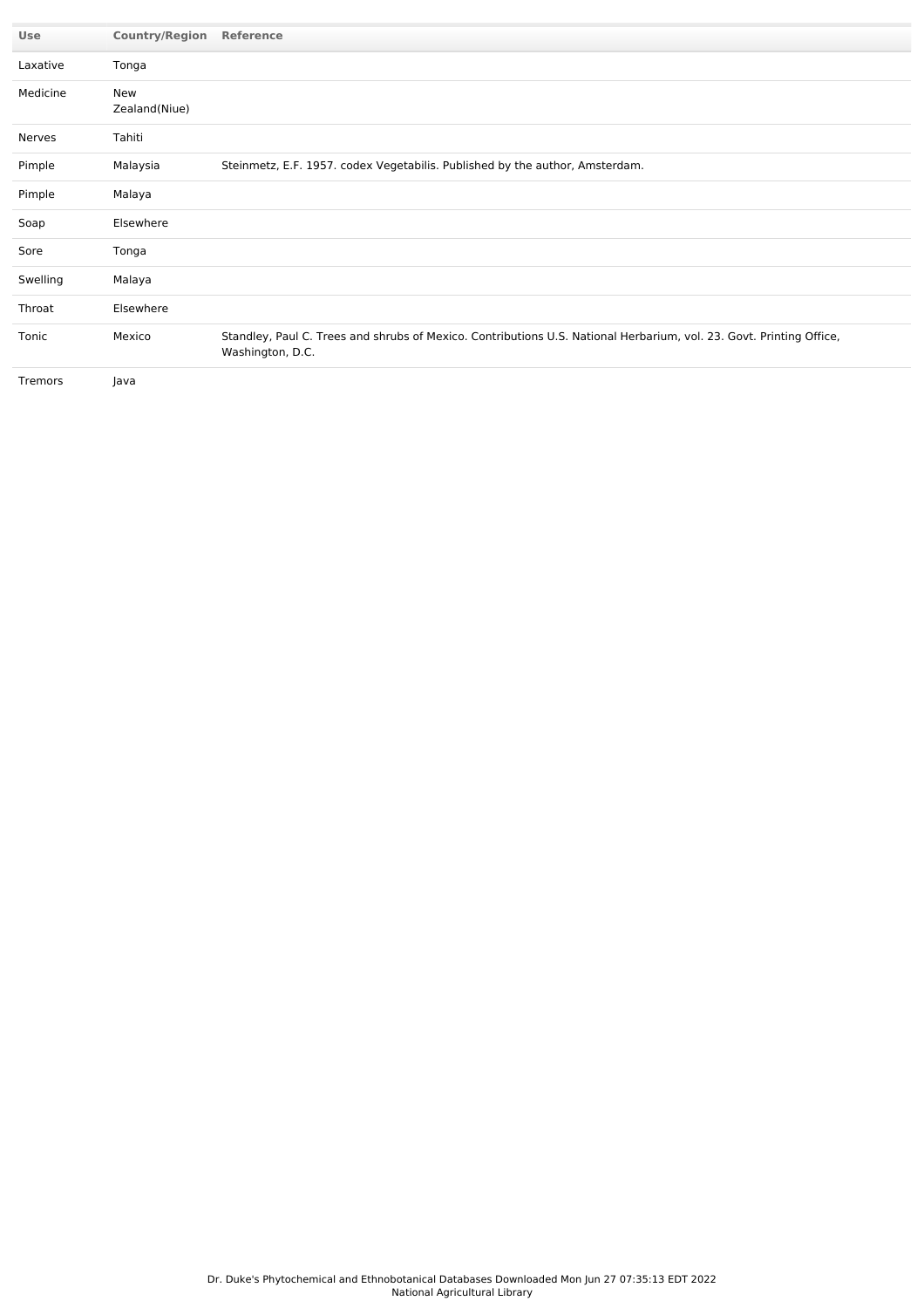| Use | Country/Region | Reference |
|---|---|---|
| Laxative | Tonga | |
| Medicine | New Zealand(Niue) | |
| Nerves | Tahiti | |
| Pimple | Malaysia | Steinmetz, E.F. 1957. codex Vegetabilis. Published by the author, Amsterdam. |
| Pimple | Malaya | |
| Soap | Elsewhere | |
| Sore | Tonga | |
| Swelling | Malaya | |
| Throat | Elsewhere | |
| Tonic | Mexico | Standley, Paul C. Trees and shrubs of Mexico. Contributions U.S. National Herbarium, vol. 23. Govt. Printing Office, Washington, D.C. |
| Tremors | Java | |

Dr. Duke's Phytochemical and Ethnobotanical Databases Downloaded Mon Jun 27 07:35:13 EDT 2022
National Agricultural Library